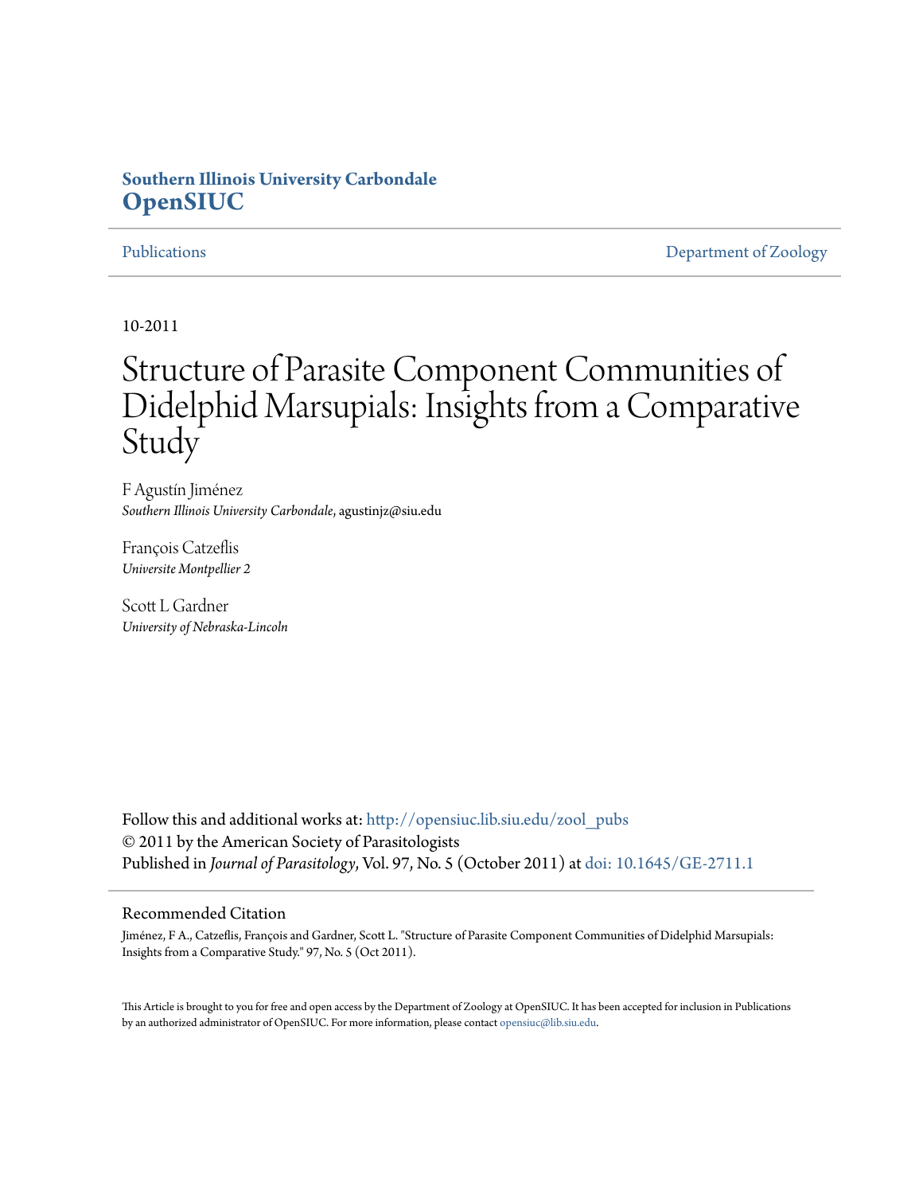**Southern Illinois University Carbondale**
**OpenSIUC**

Publications | Department of Zoology

10-2011

# Structure of Parasite Component Communities of Didelphid Marsupials: Insights from a Comparative Study

F Agustín Jiménez
*Southern Illinois University Carbondale*, agustinjz@siu.edu

François Catzeflis
*Universite Montpellier 2*

Scott L Gardner
*University of Nebraska-Lincoln*

Follow this and additional works at: http://opensiuc.lib.siu.edu/zool_pubs
© 2011 by the American Society of Parasitologists
Published in *Journal of Parasitology*, Vol. 97, No. 5 (October 2011) at doi: 10.1645/GE-2711.1

## Recommended Citation

Jiménez, F A., Catzeflis, François and Gardner, Scott L. "Structure of Parasite Component Communities of Didelphid Marsupials: Insights from a Comparative Study." 97, No. 5 (Oct 2011).

This Article is brought to you for free and open access by the Department of Zoology at OpenSIUC. It has been accepted for inclusion in Publications by an authorized administrator of OpenSIUC. For more information, please contact opensiuc@lib.siu.edu.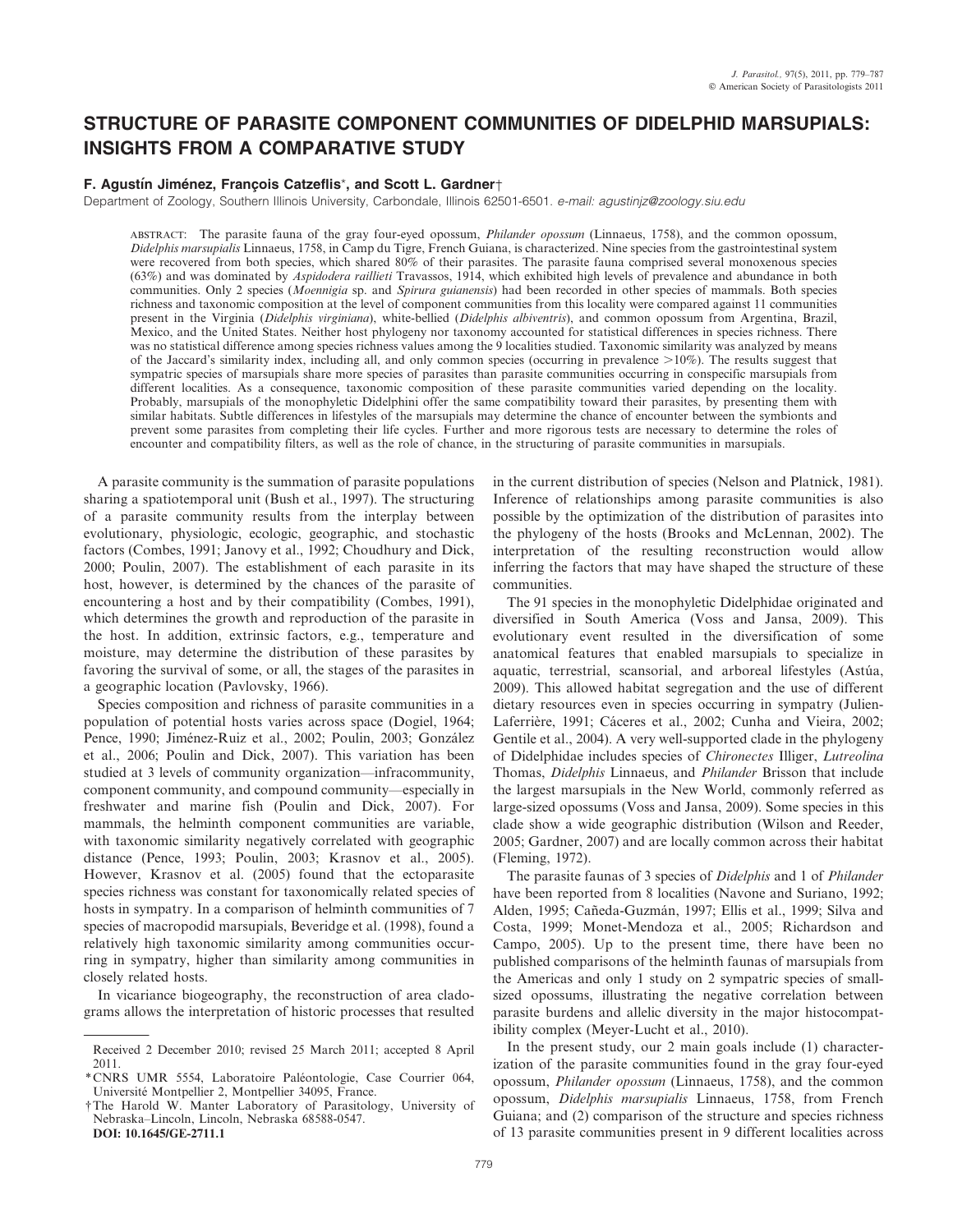# STRUCTURE OF PARASITE COMPONENT COMMUNITIES OF DIDELPHID MARSUPIALS: INSIGHTS FROM A COMPARATIVE STUDY

**F. Agustín Jiménez, François Catzeflis*, and Scott L. Gardner†**

Department of Zoology, Southern Illinois University, Carbondale, Illinois 62501-6501. *e-mail: agustinjz@zoology.siu.edu*

ABSTRACT: The parasite fauna of the gray four-eyed opossum, *Philander opossum* (Linnaeus, 1758), and the common opossum, *Didelphis marsupialis* Linnaeus, 1758, in Camp du Tigre, French Guiana, is characterized. Nine species from the gastrointestinal system were recovered from both species, which shared 80% of their parasites. The parasite fauna comprised several monoxenous species (63%) and was dominated by *Aspidodera raillieti* Travassos, 1914, which exhibited high levels of prevalence and abundance in both communities. Only 2 species (*Moennigia* sp. and *Spirura guianensis*) had been recorded in other species of mammals. Both species richness and taxonomic composition at the level of component communities from this locality were compared against 11 communities present in the Virginia (*Didelphis virginiana*), white-bellied (*Didelphis albiventris*), and common opossum from Argentina, Brazil, Mexico, and the United States. Neither host phylogeny nor taxonomy accounted for statistical differences in species richness. There was no statistical difference among species richness values among the 9 localities studied. Taxonomic similarity was analyzed by means of the Jaccard's similarity index, including all, and only common species (occurring in prevalence >10%). The results suggest that sympatric species of marsupials share more species of parasites than parasite communities occurring in conspecific marsupials from different localities. As a consequence, taxonomic composition of these parasite communities varied depending on the locality. Probably, marsupials of the monophyletic Didelphini offer the same compatibility toward their parasites, by presenting them with similar habitats. Subtle differences in lifestyles of the marsupials may determine the chance of encounter between the symbionts and prevent some parasites from completing their life cycles. Further and more rigorous tests are necessary to determine the roles of encounter and compatibility filters, as well as the role of chance, in the structuring of parasite communities in marsupials.

A parasite community is the summation of parasite populations sharing a spatiotemporal unit (Bush et al., 1997). The structuring of a parasite community results from the interplay between evolutionary, physiologic, ecologic, geographic, and stochastic factors (Combes, 1991; Janovy et al., 1992; Choudhury and Dick, 2000; Poulin, 2007). The establishment of each parasite in its host, however, is determined by the chances of the parasite of encountering a host and by their compatibility (Combes, 1991), which determines the growth and reproduction of the parasite in the host. In addition, extrinsic factors, e.g., temperature and moisture, may determine the distribution of these parasites by favoring the survival of some, or all, the stages of the parasites in a geographic location (Pavlovsky, 1966).

Species composition and richness of parasite communities in a population of potential hosts varies across space (Dogiel, 1964; Pence, 1990; Jiménez-Ruiz et al., 2002; Poulin, 2003; González et al., 2006; Poulin and Dick, 2007). This variation has been studied at 3 levels of community organization—infracommunity, component community, and compound community—especially in freshwater and marine fish (Poulin and Dick, 2007). For mammals, the helminth component communities are variable, with taxonomic similarity negatively correlated with geographic distance (Pence, 1993; Poulin, 2003; Krasnov et al., 2005). However, Krasnov et al. (2005) found that the ectoparasite species richness was constant for taxonomically related species of hosts in sympatry. In a comparison of helminth communities of 7 species of macropodid marsupials, Beveridge et al. (1998), found a relatively high taxonomic similarity among communities occurring in sympatry, higher than similarity among communities in closely related hosts.

In vicariance biogeography, the reconstruction of area cladograms allows the interpretation of historic processes that resulted in the current distribution of species (Nelson and Platnick, 1981). Inference of relationships among parasite communities is also possible by the optimization of the distribution of parasites into the phylogeny of the hosts (Brooks and McLennan, 2002). The interpretation of the resulting reconstruction would allow inferring the factors that may have shaped the structure of these communities.

The 91 species in the monophyletic Didelphidae originated and diversified in South America (Voss and Jansa, 2009). This evolutionary event resulted in the diversification of some anatomical features that enabled marsupials to specialize in aquatic, terrestrial, scansorial, and arboreal lifestyles (Astúa, 2009). This allowed habitat segregation and the use of different dietary resources even in species occurring in sympatry (Julien-Laferrière, 1991; Cáceres et al., 2002; Cunha and Vieira, 2002; Gentile et al., 2004). A very well-supported clade in the phylogeny of Didelphidae includes species of *Chironectes* Illiger, *Lutreolina* Thomas, *Didelphis* Linnaeus, and *Philander* Brisson that include the largest marsupials in the New World, commonly referred as large-sized opossums (Voss and Jansa, 2009). Some species in this clade show a wide geographic distribution (Wilson and Reeder, 2005; Gardner, 2007) and are locally common across their habitat (Fleming, 1972).

The parasite faunas of 3 species of *Didelphis* and 1 of *Philander* have been reported from 8 localities (Navone and Suriano, 1992; Alden, 1995; Cañeda-Guzmán, 1997; Ellis et al., 1999; Silva and Costa, 1999; Monet-Mendoza et al., 2005; Richardson and Campo, 2005). Up to the present time, there have been no published comparisons of the helminth faunas of marsupials from the Americas and only 1 study on 2 sympatric species of small-sized opossums, illustrating the negative correlation between parasite burdens and allelic diversity in the major histocompatibility complex (Meyer-Lucht et al., 2010).

In the present study, our 2 main goals include (1) characterization of the parasite communities found in the gray four-eyed opossum, *Philander opossum* (Linnaeus, 1758), and the common opossum, *Didelphis marsupialis* Linnaeus, 1758, from French Guiana; and (2) comparison of the structure and species richness of 13 parasite communities present in 9 different localities across

---

Received 2 December 2010; revised 25 March 2011; accepted 8 April 2011.

*CNRS UMR 5554, Laboratoire Paléontologie, Case Courrier 064, Université Montpellier 2, Montpellier 34095, France.

†The Harold W. Manter Laboratory of Parasitology, University of Nebraska–Lincoln, Lincoln, Nebraska 68588-0547.

DOI: 10.1645/GE-2711.1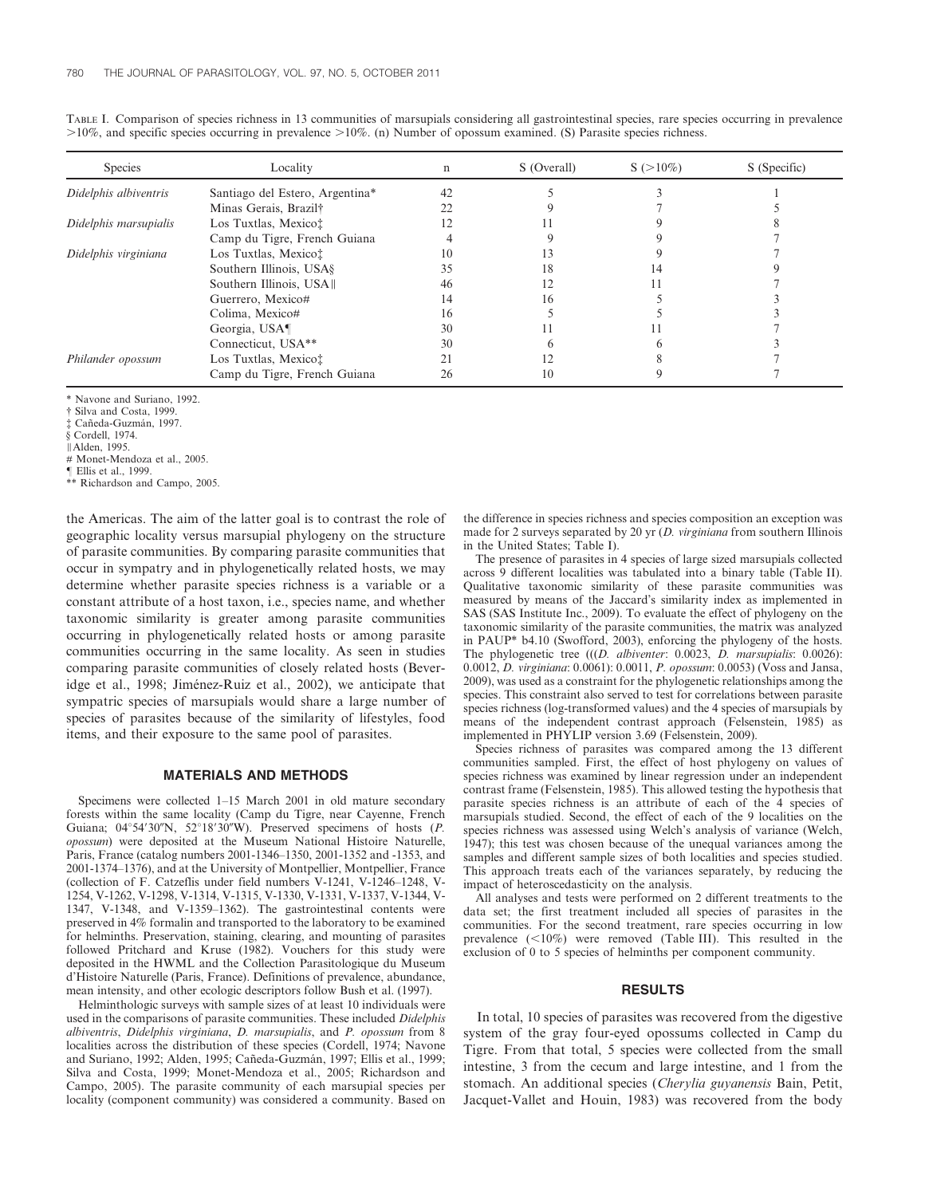TABLE I. Comparison of species richness in 13 communities of marsupials considering all gastrointestinal species, rare species occurring in prevalence >10%, and specific species occurring in prevalence >10%. (n) Number of opossum examined. (S) Parasite species richness.

| Species | Locality | n | S (Overall) | S (>10%) | S (Specific) |
|---|---|---|---|---|---|
| *Didelphis albiventris* | Santiago del Estero, Argentina* | 42 | 5 | 3 | 1 |
| | Minas Gerais, Brazil† | 22 | 9 | 7 | 5 |
| *Didelphis marsupialis* | Los Tuxtlas, Mexico‡ | 12 | 11 | 9 | 8 |
| | Camp du Tigre, French Guiana | 4 | 9 | 9 | 7 |
| *Didelphis virginiana* | Los Tuxtlas, Mexico‡ | 10 | 13 | 9 | 7 |
| | Southern Illinois, USA§ | 35 | 18 | 14 | 9 |
| | Southern Illinois, USA‖ | 46 | 12 | 11 | 7 |
| | Guerrero, Mexico# | 14 | 16 | 5 | 3 |
| | Colima, Mexico# | 16 | 5 | 5 | 3 |
| | Georgia, USA¶ | 30 | 11 | 11 | 7 |
| | Connecticut, USA** | 30 | 6 | 6 | 3 |
| *Philander opossum* | Los Tuxtlas, Mexico‡ | 21 | 12 | 8 | 7 |
| | Camp du Tigre, French Guiana | 26 | 10 | 9 | 7 |

\* Navone and Suriano, 1992.
† Silva and Costa, 1999.
‡ Cañeda-Guzmán, 1997.
§ Cordell, 1974.
‖ Alden, 1995.
\# Monet-Mendoza et al., 2005.
¶ Ellis et al., 1999.
\** Richardson and Campo, 2005.

the Americas. The aim of the latter goal is to contrast the role of geographic locality versus marsupial phylogeny on the structure of parasite communities. By comparing parasite communities that occur in sympatry and in phylogenetically related hosts, we may determine whether parasite species richness is a variable or a constant attribute of a host taxon, i.e., species name, and whether taxonomic similarity is greater among parasite communities occurring in phylogenetically related hosts or among parasite communities occurring in the same locality. As seen in studies comparing parasite communities of closely related hosts (Beveridge et al., 1998; Jiménez-Ruiz et al., 2002), we anticipate that sympatric species of marsupials would share a large number of species of parasites because of the similarity of lifestyles, food items, and their exposure to the same pool of parasites.

## MATERIALS AND METHODS

Specimens were collected 1–15 March 2001 in old mature secondary forests within the same locality (Camp du Tigre, near Cayenne, French Guiana; 04°54′30″N, 52°18′30″W). Preserved specimens of hosts (*P. opossum*) were deposited at the Museum National Histoire Naturelle, Paris, France (catalog numbers 2001-1346–1350, 2001-1352 and -1353, and 2001-1374–1376), and at the University of Montpellier, Montpellier, France (collection of F. Catzeflis under field numbers V-1241, V-1246–1248, V-1254, V-1262, V-1298, V-1314, V-1315, V-1330, V-1331, V-1337, V-1344, V-1347, V-1348, and V-1359–1362). The gastrointestinal contents were preserved in 4% formalin and transported to the laboratory to be examined for helminths. Preservation, staining, clearing, and mounting of parasites followed Pritchard and Kruse (1982). Vouchers for this study were deposited in the HWML and the Collection Parasitologique du Museum d'Histoire Naturelle (Paris, France). Definitions of prevalence, abundance, mean intensity, and other ecologic descriptors follow Bush et al. (1997).

Helminthologic surveys with sample sizes of at least 10 individuals were used in the comparisons of parasite communities. These included *Didelphis albiventris*, *Didelphis virginiana*, *D. marsupialis*, and *P. opossum* from 8 localities across the distribution of these species (Cordell, 1974; Navone and Suriano, 1992; Alden, 1995; Cañeda-Guzmán, 1997; Ellis et al., 1999; Silva and Costa, 1999; Monet-Mendoza et al., 2005; Richardson and Campo, 2005). The parasite community of each marsupial species per locality (component community) was considered a community. Based on the difference in species richness and species composition an exception was made for 2 surveys separated by 20 yr (*D. virginiana* from southern Illinois in the United States; Table I).

The presence of parasites in 4 species of large sized marsupials collected across 9 different localities was tabulated into a binary table (Table II). Qualitative taxonomic similarity of these parasite communities was measured by means of the Jaccard's similarity index as implemented in SAS (SAS Institute Inc., 2009). To evaluate the effect of phylogeny on the taxonomic similarity of the parasite communities, the matrix was analyzed in PAUP* b4.10 (Swofford, 2003), enforcing the phylogeny of the hosts. The phylogenetic tree (((*D. albiventer*: 0.0023, *D. marsupialis*: 0.0026): 0.0012, *D. virginiana*: 0.0061): 0.0011, *P. opossum*: 0.0053) (Voss and Jansa, 2009), was used as a constraint for the phylogenetic relationships among the species. This constraint also served to test for correlations between parasite species richness (log-transformed values) and the 4 species of marsupials by means of the independent contrast approach (Felsenstein, 1985) as implemented in PHYLIP version 3.69 (Felsenstein, 2009).

Species richness of parasites was compared among the 13 different communities sampled. First, the effect of host phylogeny on values of species richness was examined by linear regression under an independent contrast frame (Felsenstein, 1985). This allowed testing the hypothesis that parasite species richness is an attribute of each of the 4 species of marsupials studied. Second, the effect of each of the 9 localities on the species richness was assessed using Welch's analysis of variance (Welch, 1947); this test was chosen because of the unequal variances among the samples and different sample sizes of both localities and species studied. This approach treats each of the variances separately, by reducing the impact of heteroscedasticity on the analysis.

All analyses and tests were performed on 2 different treatments to the data set; the first treatment included all species of parasites in the communities. For the second treatment, rare species occurring in low prevalence (<10%) were removed (Table III). This resulted in the exclusion of 0 to 5 species of helminths per component community.

## RESULTS

In total, 10 species of parasites was recovered from the digestive system of the gray four-eyed opossums collected in Camp du Tigre. From that total, 5 species were collected from the small intestine, 3 from the cecum and large intestine, and 1 from the stomach. An additional species (*Cherylia guyanensis* Bain, Petit, Jacquet-Vallet and Houin, 1983) was recovered from the body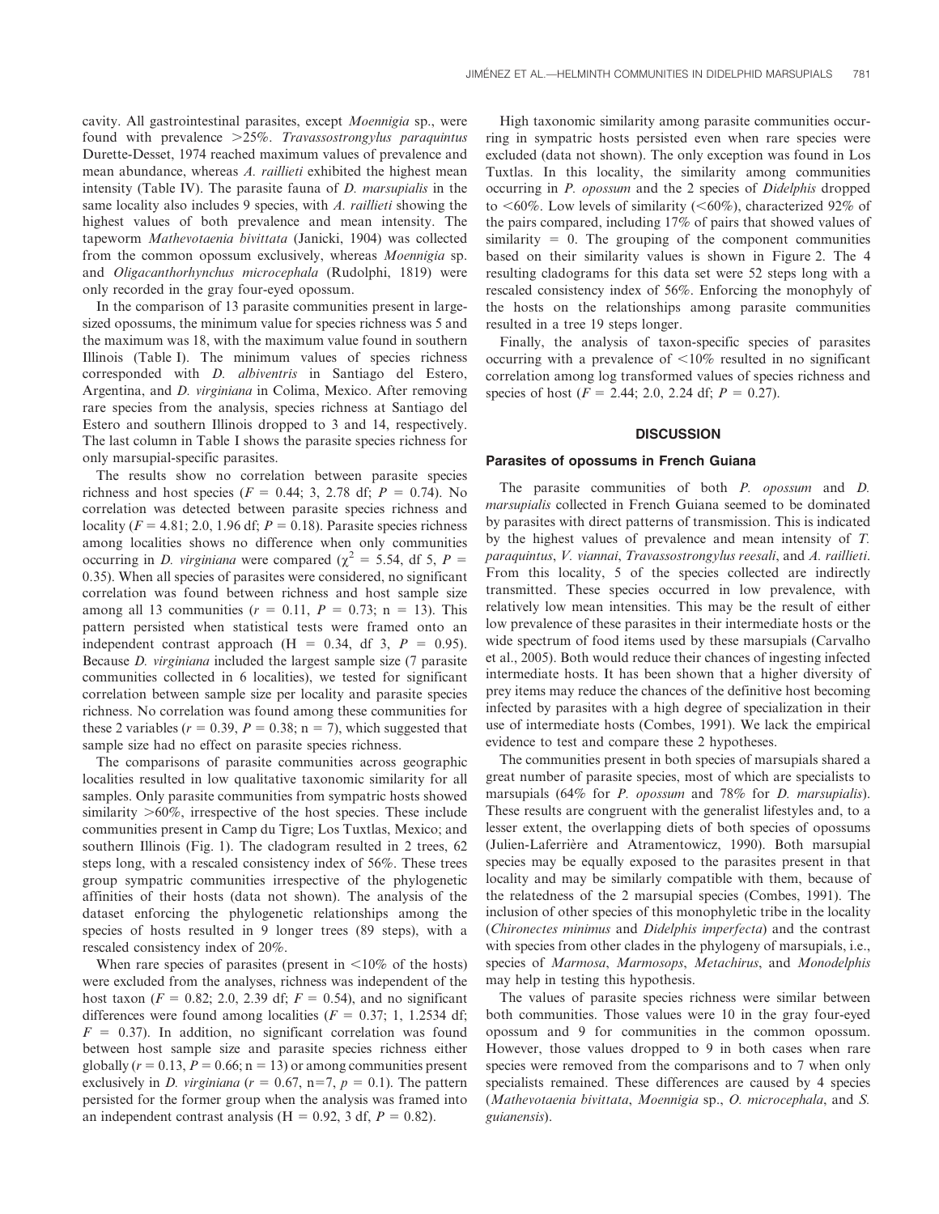cavity. All gastrointestinal parasites, except *Moennigia* sp., were found with prevalence >25%. *Travassostrongylus paraquintus* Durette-Desset, 1974 reached maximum values of prevalence and mean abundance, whereas *A. raillieti* exhibited the highest mean intensity (Table IV). The parasite fauna of *D. marsupialis* in the same locality also includes 9 species, with *A. raillieti* showing the highest values of both prevalence and mean intensity. The tapeworm *Mathevotaenia bivittata* (Janicki, 1904) was collected from the common opossum exclusively, whereas *Moennigia* sp. and *Oligacanthorhynchus microcephala* (Rudolphi, 1819) were only recorded in the gray four-eyed opossum.

In the comparison of 13 parasite communities present in large-sized opossums, the minimum value for species richness was 5 and the maximum was 18, with the maximum value found in southern Illinois (Table I). The minimum values of species richness corresponded with *D. albiventris* in Santiago del Estero, Argentina, and *D. virginiana* in Colima, Mexico. After removing rare species from the analysis, species richness at Santiago del Estero and southern Illinois dropped to 3 and 14, respectively. The last column in Table I shows the parasite species richness for only marsupial-specific parasites.

The results show no correlation between parasite species richness and host species ($F = 0.44$; 3, 2.78 df; $P = 0.74$). No correlation was detected between parasite species richness and locality ($F = 4.81$; 2.0, 1.96 df; $P = 0.18$). Parasite species richness among localities shows no difference when only communities occurring in *D. virginiana* were compared ($\chi^2 = 5.54$, df 5, $P = 0.35$). When all species of parasites were considered, no significant correlation was found between richness and host sample size among all 13 communities ($r = 0.11$, $P = 0.73$; n = 13). This pattern persisted when statistical tests were framed onto an independent contrast approach (H = 0.34, df 3, $P = 0.95$). Because *D. virginiana* included the largest sample size (7 parasite communities collected in 6 localities), we tested for significant correlation between sample size per locality and parasite species richness. No correlation was found among these communities for these 2 variables ($r = 0.39$, $P = 0.38$; n = 7), which suggested that sample size had no effect on parasite species richness.

The comparisons of parasite communities across geographic localities resulted in low qualitative taxonomic similarity for all samples. Only parasite communities from sympatric hosts showed similarity >60%, irrespective of the host species. These include communities present in Camp du Tigre; Los Tuxtlas, Mexico; and southern Illinois (Fig. 1). The cladogram resulted in 2 trees, 62 steps long, with a rescaled consistency index of 56%. These trees group sympatric communities irrespective of the phylogenetic affinities of their hosts (data not shown). The analysis of the dataset enforcing the phylogenetic relationships among the species of hosts resulted in 9 longer trees (89 steps), with a rescaled consistency index of 20%.

When rare species of parasites (present in <10% of the hosts) were excluded from the analyses, richness was independent of the host taxon ($F = 0.82$; 2.0, 2.39 df; $F = 0.54$), and no significant differences were found among localities ($F = 0.37$; 1, 1.2534 df; $F = 0.37$). In addition, no significant correlation was found between host sample size and parasite species richness either globally ($r = 0.13$, $P = 0.66$; n = 13) or among communities present exclusively in *D. virginiana* ($r = 0.67$, n=7, $p = 0.1$). The pattern persisted for the former group when the analysis was framed into an independent contrast analysis (H = 0.92, 3 df, $P = 0.82$).

High taxonomic similarity among parasite communities occurring in sympatric hosts persisted even when rare species were excluded (data not shown). The only exception was found in Los Tuxtlas. In this locality, the similarity among communities occurring in *P. opossum* and the 2 species of *Didelphis* dropped to <60%. Low levels of similarity (<60%), characterized 92% of the pairs compared, including 17% of pairs that showed values of similarity = 0. The grouping of the component communities based on their similarity values is shown in Figure 2. The 4 resulting cladograms for this data set were 52 steps long with a rescaled consistency index of 56%. Enforcing the monophyly of the hosts on the relationships among parasite communities resulted in a tree 19 steps longer.

Finally, the analysis of taxon-specific species of parasites occurring with a prevalence of <10% resulted in no significant correlation among log transformed values of species richness and species of host ($F = 2.44$; 2.0, 2.24 df; $P = 0.27$).

## DISCUSSION

### Parasites of opossums in French Guiana

The parasite communities of both *P. opossum* and *D. marsupialis* collected in French Guiana seemed to be dominated by parasites with direct patterns of transmission. This is indicated by the highest values of prevalence and mean intensity of *T. paraquintus*, *V. viannai*, *Travassostrongylus reesali*, and *A. raillieti*. From this locality, 5 of the species collected are indirectly transmitted. These species occurred in low prevalence, with relatively low mean intensities. This may be the result of either low prevalence of these parasites in their intermediate hosts or the wide spectrum of food items used by these marsupials (Carvalho et al., 2005). Both would reduce their chances of ingesting infected intermediate hosts. It has been shown that a higher diversity of prey items may reduce the chances of the definitive host becoming infected by parasites with a high degree of specialization in their use of intermediate hosts (Combes, 1991). We lack the empirical evidence to test and compare these 2 hypotheses.

The communities present in both species of marsupials shared a great number of parasite species, most of which are specialists to marsupials (64% for *P. opossum* and 78% for *D. marsupialis*). These results are congruent with the generalist lifestyles and, to a lesser extent, the overlapping diets of both species of opossums (Julien-Laferrière and Atramentowicz, 1990). Both marsupial species may be equally exposed to the parasites present in that locality and may be similarly compatible with them, because of the relatedness of the 2 marsupial species (Combes, 1991). The inclusion of other species of this monophyletic tribe in the locality (*Chironectes minimus* and *Didelphis imperfecta*) and the contrast with species from other clades in the phylogeny of marsupials, i.e., species of *Marmosa*, *Marmosops*, *Metachirus*, and *Monodelphis* may help in testing this hypothesis.

The values of parasite species richness were similar between both communities. Those values were 10 in the gray four-eyed opossum and 9 for communities in the common opossum. However, those values dropped to 9 in both cases when rare species were removed from the comparisons and to 7 when only specialists remained. These differences are caused by 4 species (*Mathevotaenia bivittata*, *Moennigia* sp., *O. microcephala*, and *S. guianensis*).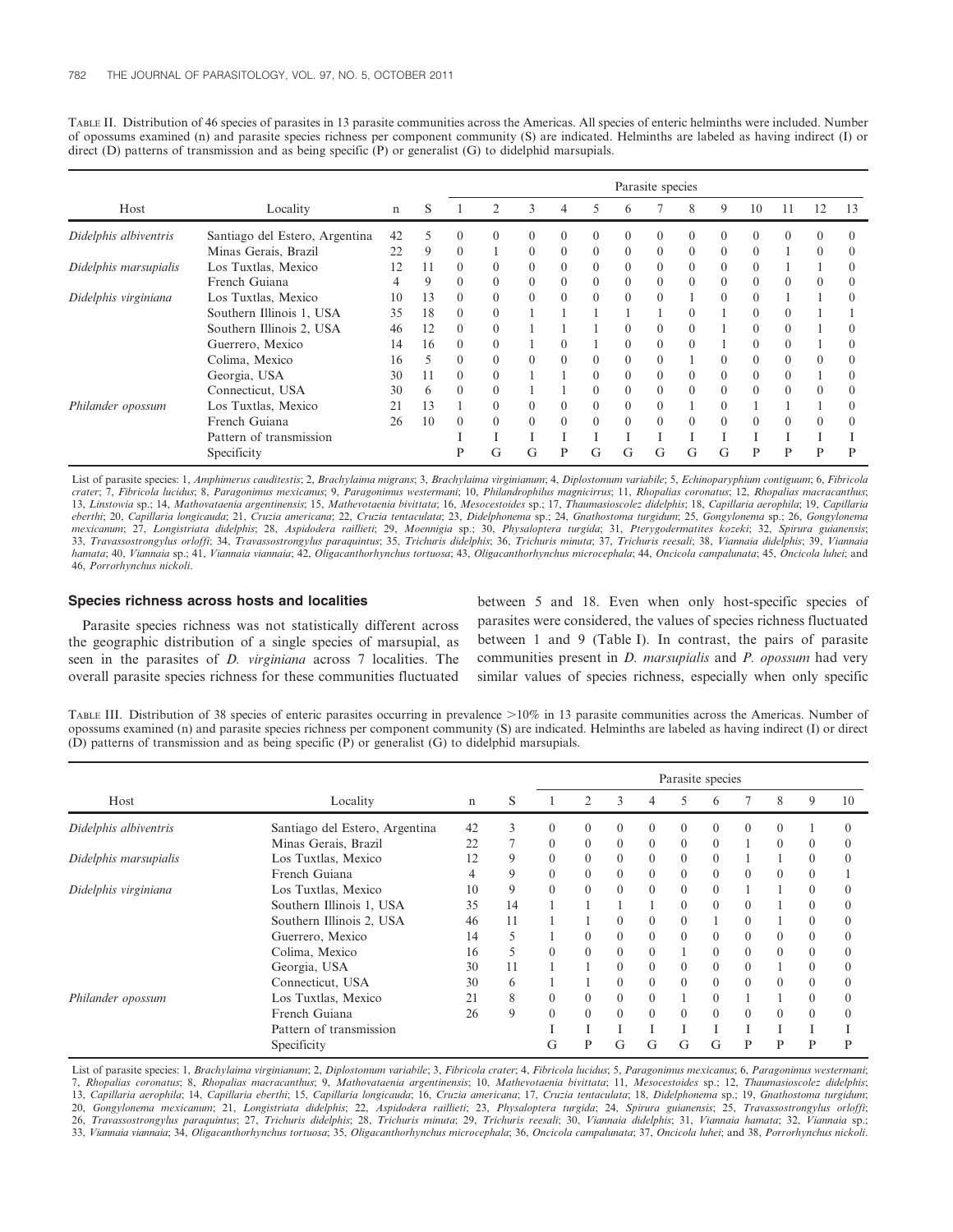TABLE II. Distribution of 46 species of parasites in 13 parasite communities across the Americas. All species of enteric helminths were included. Number of opossums examined (n) and parasite species richness per component community (S) are indicated. Helminths are labeled as having indirect (I) or direct (D) patterns of transmission and as being specific (P) or generalist (G) to didelphid marsupials.

| Host | Locality | n | S | Parasite species | | | | | | | | | | | | |
|---|---|---|---|---|---|---|---|---|---|---|---|---|---|---|---|---|
| | | | | 1 | 2 | 3 | 4 | 5 | 6 | 7 | 8 | 9 | 10 | 11 | 12 | 13 |
| *Didelphis albiventris* | Santiago del Estero, Argentina | 42 | 5 | 0 | 0 | 0 | 0 | 0 | 0 | 0 | 0 | 0 | 0 | 0 | 0 | 0 |
| | Minas Gerais, Brazil | 22 | 9 | 0 | 1 | 0 | 0 | 0 | 0 | 0 | 0 | 0 | 0 | 1 | 0 | 0 |
| *Didelphis marsupialis* | Los Tuxtlas, Mexico | 12 | 11 | 0 | 0 | 0 | 0 | 0 | 0 | 0 | 0 | 0 | 0 | 1 | 1 | 0 |
| | French Guiana | 4 | 9 | 0 | 0 | 0 | 0 | 0 | 0 | 0 | 0 | 0 | 0 | 0 | 0 | 0 |
| *Didelphis virginiana* | Los Tuxtlas, Mexico | 10 | 13 | 0 | 0 | 0 | 0 | 0 | 0 | 0 | 1 | 0 | 0 | 1 | 1 | 0 |
| | Southern Illinois 1, USA | 35 | 18 | 0 | 0 | 1 | 1 | 1 | 1 | 1 | 0 | 1 | 0 | 0 | 1 | 1 |
| | Southern Illinois 2, USA | 46 | 12 | 0 | 0 | 1 | 1 | 1 | 0 | 0 | 0 | 1 | 0 | 0 | 1 | 0 |
| | Guerrero, Mexico | 14 | 16 | 0 | 0 | 1 | 0 | 1 | 0 | 0 | 0 | 1 | 0 | 0 | 1 | 0 |
| | Colima, Mexico | 16 | 5 | 0 | 0 | 0 | 0 | 0 | 0 | 0 | 1 | 0 | 0 | 0 | 0 | 0 |
| | Georgia, USA | 30 | 11 | 0 | 0 | 1 | 1 | 0 | 0 | 0 | 0 | 0 | 0 | 0 | 1 | 0 |
| | Connecticut, USA | 30 | 6 | 0 | 0 | 1 | 1 | 0 | 0 | 0 | 0 | 0 | 0 | 0 | 0 | 0 |
| *Philander opossum* | Los Tuxtlas, Mexico | 21 | 13 | 1 | 0 | 0 | 0 | 0 | 0 | 0 | 1 | 0 | 1 | 1 | 1 | 0 |
| | French Guiana | 26 | 10 | 0 | 0 | 0 | 0 | 0 | 0 | 0 | 0 | 0 | 0 | 0 | 0 | 0 |
| | Pattern of transmission | | | I | I | I | I | I | I | I | I | I | I | I | I | I |
| | Specificity | | | P | G | G | P | G | G | G | G | G | P | P | P | P |

List of parasite species: 1, *Amphimerus cauditestis*; 2, *Brachylaima migrans*; 3, *Brachylaima virginianum*; 4, *Diplostomum variabile*; 5, *Echinoparyphium contiguum*; 6, *Fibricola crater*; 7, *Fibricola lucidus*; 8, *Paragonimus mexicanus*; 9, *Paragonimus westermani*; 10, *Philandrophilus magnicirrus*; 11, *Rhopalias coronatus*; 12, *Rhopalias macracanthus*; 13, *Linstowia* sp.; 14, *Mathovataenia argentinensis*; 15, *Mathevotaenia bivittata*; 16, *Mesocestoides* sp.; 17, *Thaumasioscolez didelphis*; 18, *Capillaria aerophila*; 19, *Capillaria eberthi*; 20, *Capillaria longicauda*; 21, *Cruzia americana*; 22, *Cruzia tentaculata*; 23, *Didelphonema* sp.; 24, *Gnathostoma turgidum*; 25, *Gongylonema* sp.; 26, *Gongylonema mexicanum*; 27, *Longistriata didelphis*; 28, *Aspidodera raillieti*; 29, *Moennigia* sp.; 30, *Physaloptera turgida*; 31, *Pterygodermatites kozeki*; 32, *Spirura guianensis*; 33, *Travassostrongylus orloffi*; 34, *Travassostrongylus paraquintus*; 35, *Trichuris didelphis*; 36, *Trichuris minuta*; 37, *Trichuris reesali*; 38, *Viannaia didelphis*; 39, *Viannaia hamata*; 40, *Viannaia* sp.; 41, *Viannaia viannaia*; 42, *Oligacanthorhynchus tortuosa*; 43, *Oligacanthorhynchus microcephala*; 44, *Oncicola campalunata*; 45, *Oncicola luhei*; and 46, *Porrorhynchus nickoli*.

### Species richness across hosts and localities

Parasite species richness was not statistically different across the geographic distribution of a single species of marsupial, as seen in the parasites of *D. virginiana* across 7 localities. The overall parasite species richness for these communities fluctuated between 5 and 18. Even when only host-specific species of parasites were considered, the values of species richness fluctuated between 1 and 9 (Table I). In contrast, the pairs of parasite communities present in *D. marsupialis* and *P. opossum* had very similar values of species richness, especially when only specific

TABLE III. Distribution of 38 species of enteric parasites occurring in prevalence >10% in 13 parasite communities across the Americas. Number of opossums examined (n) and parasite species richness per component community (S) are indicated. Helminths are labeled as having indirect (I) or direct (D) patterns of transmission and as being specific (P) or generalist (G) to didelphid marsupials.

| Host | Locality | n | S | Parasite species | | | | | | | | | |
|---|---|---|---|---|---|---|---|---|---|---|---|---|---|
| | | | | 1 | 2 | 3 | 4 | 5 | 6 | 7 | 8 | 9 | 10 |
| *Didelphis albiventris* | Santiago del Estero, Argentina | 42 | 3 | 0 | 0 | 0 | 0 | 0 | 0 | 0 | 0 | 1 | 0 |
| | Minas Gerais, Brazil | 22 | 7 | 0 | 0 | 0 | 0 | 0 | 0 | 1 | 0 | 0 | 0 |
| *Didelphis marsupialis* | Los Tuxtlas, Mexico | 12 | 9 | 0 | 0 | 0 | 0 | 0 | 0 | 1 | 1 | 0 | 0 |
| | French Guiana | 4 | 9 | 0 | 0 | 0 | 0 | 0 | 0 | 0 | 0 | 0 | 1 |
| *Didelphis virginiana* | Los Tuxtlas, Mexico | 10 | 9 | 0 | 0 | 0 | 0 | 0 | 0 | 1 | 1 | 0 | 0 |
| | Southern Illinois 1, USA | 35 | 14 | 1 | 1 | 1 | 1 | 0 | 0 | 0 | 1 | 0 | 0 |
| | Southern Illinois 2, USA | 46 | 11 | 1 | 1 | 0 | 0 | 0 | 1 | 0 | 1 | 0 | 0 |
| | Guerrero, Mexico | 14 | 5 | 1 | 0 | 0 | 0 | 0 | 0 | 0 | 0 | 0 | 0 |
| | Colima, Mexico | 16 | 5 | 0 | 0 | 0 | 0 | 1 | 0 | 0 | 0 | 0 | 0 |
| | Georgia, USA | 30 | 11 | 1 | 1 | 0 | 0 | 0 | 0 | 0 | 1 | 0 | 0 |
| | Connecticut, USA | 30 | 6 | 1 | 1 | 0 | 0 | 0 | 0 | 0 | 0 | 0 | 0 |
| *Philander opossum* | Los Tuxtlas, Mexico | 21 | 8 | 0 | 0 | 0 | 0 | 1 | 0 | 1 | 1 | 0 | 0 |
| | French Guiana | 26 | 9 | 0 | 0 | 0 | 0 | 0 | 0 | 0 | 0 | 0 | 0 |
| | Pattern of transmission | | | I | I | I | I | I | I | I | I | I | I |
| | Specificity | | | G | P | G | G | G | G | P | P | P | P |

List of parasite species: 1, *Brachylaima virginianum*; 2, *Diplostomum variabile*; 3, *Fibricola crater*; 4, *Fibricola lucidus*; 5, *Paragonimus mexicanus*; 6, *Paragonimus westermani*; 7, *Rhopalias coronatus*; 8, *Rhopalias macracanthus*; 9, *Mathovataenia argentinensis*; 10, *Mathevotaenia bivittata*; 11, *Mesocestoides* sp.; 12, *Thaumasioscolez didelphis*; 13, *Capillaria aerophila*; 14, *Capillaria eberthi*; 15, *Capillaria longicauda*; 16, *Cruzia americana*; 17, *Cruzia tentaculata*; 18, *Didelphonema* sp.; 19, *Gnathostoma turgidum*; 20, *Gongylonema mexicanum*; 21, *Longistriata didelphis*; 22, *Aspidodera raillieti*; 23, *Physaloptera turgida*; 24, *Spirura guianensis*; 25, *Travassostrongylus orloffi*; 26, *Travassostrongylus paraquintus*; 27, *Trichuris didelphis*; 28, *Trichuris minuta*; 29, *Trichuris reesali*; 30, *Viannaia didelphis*; 31, *Viannaia hamata*; 32, *Viannaia* sp.; 33, *Viannaia viannaia*; 34, *Oligacanthorhynchus tortuosa*; 35, *Oligacanthorhynchus microcephala*; 36, *Oncicola campalunata*; 37, *Oncicola luhei*; and 38, *Porrorhynchus nickoli*.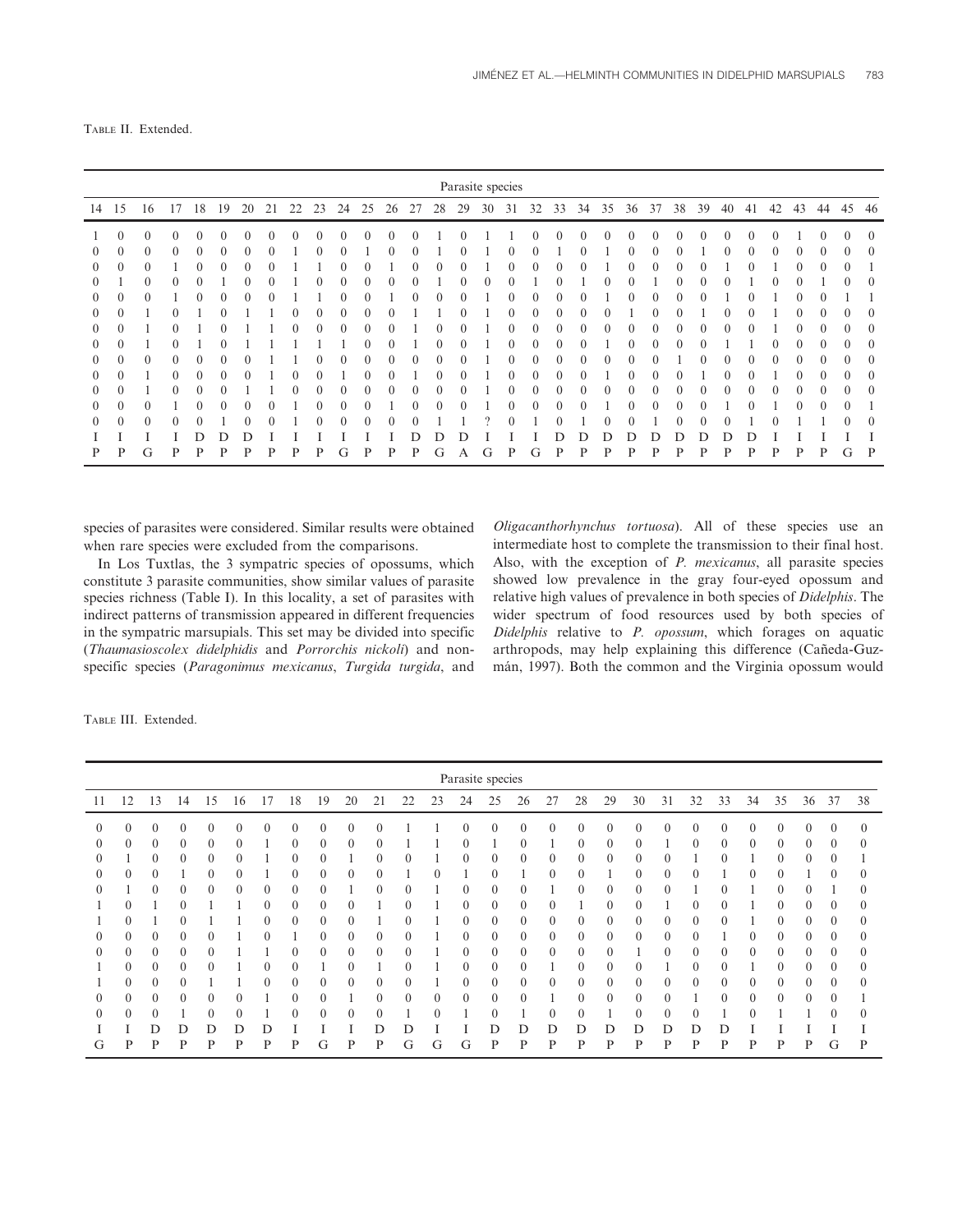TABLE II. Extended.

| Parasite species | | | | | | | | | | | | | | | | | | | | | | | | | | | | | | | | |
|---|---|---|---|---|---|---|---|---|---|---|---|---|---|---|---|---|---|---|---|---|---|---|---|---|---|---|---|---|---|---|---|---|
| 14 | 15 | 16 | 17 | 18 | 19 | 20 | 21 | 22 | 23 | 24 | 25 | 26 | 27 | 28 | 29 | 30 | 31 | 32 | 33 | 34 | 35 | 36 | 37 | 38 | 39 | 40 | 41 | 42 | 43 | 44 | 45 | 46 |
| 1 | 0 | 0 | 0 | 0 | 0 | 0 | 0 | 0 | 0 | 0 | 0 | 0 | 0 | 1 | 0 | 1 | 1 | 0 | 0 | 0 | 0 | 0 | 0 | 0 | 0 | 0 | 0 | 0 | 1 | 0 | 0 | 0 |
| 0 | 0 | 0 | 0 | 0 | 0 | 0 | 0 | 1 | 0 | 0 | 1 | 0 | 0 | 1 | 0 | 1 | 0 | 0 | 1 | 0 | 1 | 0 | 0 | 0 | 1 | 0 | 0 | 0 | 0 | 0 | 0 | 0 |
| 0 | 0 | 0 | 1 | 0 | 0 | 0 | 0 | 1 | 1 | 0 | 0 | 1 | 0 | 0 | 0 | 1 | 0 | 0 | 0 | 0 | 1 | 0 | 0 | 0 | 0 | 1 | 0 | 1 | 0 | 0 | 0 | 1 |
| 0 | 1 | 0 | 0 | 0 | 1 | 0 | 0 | 1 | 0 | 0 | 0 | 0 | 0 | 1 | 0 | 0 | 0 | 1 | 0 | 1 | 0 | 0 | 1 | 0 | 0 | 0 | 1 | 0 | 0 | 1 | 0 | 0 |
| 0 | 0 | 0 | 1 | 0 | 0 | 0 | 0 | 1 | 1 | 0 | 0 | 1 | 0 | 0 | 0 | 1 | 0 | 0 | 0 | 0 | 1 | 0 | 0 | 0 | 0 | 1 | 0 | 1 | 0 | 0 | 1 | 1 |
| 0 | 0 | 1 | 0 | 1 | 0 | 1 | 1 | 0 | 0 | 0 | 0 | 0 | 1 | 1 | 0 | 1 | 0 | 0 | 0 | 0 | 0 | 1 | 0 | 0 | 1 | 0 | 0 | 1 | 0 | 0 | 0 | 0 |
| 0 | 0 | 1 | 0 | 1 | 0 | 1 | 1 | 0 | 0 | 0 | 0 | 0 | 1 | 0 | 0 | 1 | 0 | 0 | 0 | 0 | 0 | 0 | 0 | 0 | 0 | 0 | 0 | 1 | 0 | 0 | 0 | 0 |
| 0 | 0 | 1 | 0 | 1 | 0 | 1 | 1 | 1 | 1 | 1 | 0 | 0 | 1 | 0 | 0 | 1 | 0 | 0 | 0 | 0 | 1 | 0 | 0 | 0 | 0 | 1 | 1 | 0 | 0 | 0 | 0 | 0 |
| 0 | 0 | 0 | 0 | 0 | 0 | 0 | 1 | 1 | 0 | 0 | 0 | 0 | 0 | 0 | 0 | 1 | 0 | 0 | 0 | 0 | 0 | 0 | 0 | 1 | 0 | 0 | 0 | 0 | 0 | 0 | 0 | 0 |
| 0 | 0 | 1 | 0 | 0 | 0 | 0 | 1 | 0 | 0 | 1 | 0 | 0 | 1 | 0 | 0 | 1 | 0 | 0 | 0 | 0 | 1 | 0 | 0 | 0 | 1 | 0 | 0 | 1 | 0 | 0 | 0 | 0 |
| 0 | 0 | 1 | 0 | 0 | 0 | 1 | 1 | 0 | 0 | 0 | 0 | 0 | 0 | 0 | 0 | 1 | 0 | 0 | 0 | 0 | 0 | 0 | 0 | 0 | 0 | 0 | 0 | 0 | 0 | 0 | 0 | 0 |
| 0 | 0 | 0 | 1 | 0 | 0 | 0 | 0 | 1 | 0 | 0 | 0 | 1 | 0 | 0 | 0 | 1 | 0 | 0 | 0 | 0 | 1 | 0 | 0 | 0 | 0 | 1 | 0 | 1 | 0 | 0 | 0 | 1 |
| 0 | 0 | 0 | 0 | 0 | 1 | 0 | 0 | 1 | 0 | 0 | 0 | 0 | 0 | 1 | 1 | ? | 0 | 1 | 0 | 1 | 0 | 0 | 1 | 0 | 0 | 0 | 1 | 0 | 1 | 1 | 0 | 0 |
| I | I | I | I | D | D | D | I | I | I | I | I | I | D | D | D | I | I | I | D | D | D | D | D | D | D | D | D | I | I | I | I | I |
| P | P | G | P | P | P | P | P | P | P | G | P | P | P | G | A | G | P | G | P | P | P | P | P | P | P | P | P | P | P | P | G | P |

species of parasites were considered. Similar results were obtained when rare species were excluded from the comparisons.

In Los Tuxtlas, the 3 sympatric species of opossums, which constitute 3 parasite communities, show similar values of parasite species richness (Table I). In this locality, a set of parasites with indirect patterns of transmission appeared in different frequencies in the sympatric marsupials. This set may be divided into specific (*Thaumasioscolex didelphidis* and *Porrorchis nickoli*) and nonspecific species (*Paragonimus mexicanus*, *Turgida turgida*, and *Oligacanthorhynchus tortuosa*). All of these species use an intermediate host to complete the transmission to their final host. Also, with the exception of *P. mexicanus*, all parasite species showed low prevalence in the gray four-eyed opossum and relative high values of prevalence in both species of *Didelphis*. The wider spectrum of food resources used by both species of *Didelphis* relative to *P. opossum*, which forages on aquatic arthropods, may help explaining this difference (Cañeda-Guzmán, 1997). Both the common and the Virginia opossum would

TABLE III. Extended.

| Parasite species | | | | | | | | | | | | | | | | | | | | | | | | | | | |
|---|---|---|---|---|---|---|---|---|---|---|---|---|---|---|---|---|---|---|---|---|---|---|---|---|---|---|---|
| 11 | 12 | 13 | 14 | 15 | 16 | 17 | 18 | 19 | 20 | 21 | 22 | 23 | 24 | 25 | 26 | 27 | 28 | 29 | 30 | 31 | 32 | 33 | 34 | 35 | 36 | 37 | 38 |
| 0 | 0 | 0 | 0 | 0 | 0 | 0 | 0 | 0 | 0 | 0 | 1 | 1 | 0 | 0 | 0 | 0 | 0 | 0 | 0 | 0 | 0 | 0 | 0 | 0 | 0 | 0 | 0 |
| 0 | 0 | 0 | 0 | 0 | 0 | 1 | 0 | 0 | 0 | 0 | 1 | 1 | 0 | 1 | 0 | 1 | 0 | 0 | 0 | 1 | 0 | 0 | 0 | 0 | 0 | 0 | 0 |
| 0 | 1 | 0 | 0 | 0 | 0 | 1 | 0 | 0 | 1 | 0 | 0 | 1 | 0 | 0 | 0 | 0 | 0 | 0 | 0 | 0 | 1 | 0 | 1 | 0 | 0 | 0 | 1 |
| 0 | 0 | 0 | 1 | 0 | 0 | 1 | 0 | 0 | 0 | 0 | 1 | 0 | 1 | 0 | 1 | 0 | 0 | 1 | 0 | 0 | 0 | 1 | 0 | 0 | 1 | 0 | 0 |
| 0 | 1 | 0 | 0 | 0 | 0 | 0 | 0 | 0 | 1 | 0 | 0 | 1 | 0 | 0 | 0 | 1 | 0 | 0 | 0 | 0 | 1 | 0 | 1 | 0 | 0 | 1 | 0 |
| 1 | 0 | 1 | 0 | 1 | 1 | 0 | 0 | 0 | 0 | 1 | 0 | 1 | 0 | 0 | 0 | 0 | 1 | 0 | 0 | 1 | 0 | 0 | 1 | 0 | 0 | 0 | 0 |
| 1 | 0 | 1 | 0 | 1 | 1 | 0 | 0 | 0 | 0 | 1 | 0 | 1 | 0 | 0 | 0 | 0 | 0 | 0 | 0 | 0 | 0 | 0 | 1 | 0 | 0 | 0 | 0 |
| 0 | 0 | 0 | 0 | 0 | 1 | 0 | 1 | 0 | 0 | 0 | 0 | 1 | 0 | 0 | 0 | 0 | 0 | 0 | 0 | 0 | 0 | 1 | 0 | 0 | 0 | 0 | 0 |
| 0 | 0 | 0 | 0 | 0 | 1 | 1 | 0 | 0 | 1 | 0 | 0 | 1 | 0 | 0 | 0 | 0 | 0 | 0 | 1 | 0 | 0 | 0 | 0 | 0 | 0 | 0 | 0 |
| 1 | 0 | 0 | 0 | 0 | 1 | 0 | 0 | 1 | 0 | 1 | 0 | 1 | 0 | 0 | 0 | 1 | 0 | 0 | 0 | 1 | 0 | 0 | 1 | 0 | 0 | 0 | 0 |
| 1 | 0 | 0 | 0 | 1 | 1 | 0 | 0 | 0 | 0 | 0 | 0 | 1 | 0 | 0 | 0 | 0 | 0 | 0 | 0 | 0 | 0 | 0 | 0 | 0 | 0 | 0 | 0 |
| 0 | 0 | 0 | 0 | 0 | 0 | 1 | 0 | 0 | 0 | 1 | 0 | 0 | 0 | 0 | 0 | 1 | 0 | 0 | 0 | 0 | 1 | 0 | 0 | 0 | 0 | 0 | 1 |
| 0 | 0 | 0 | 1 | 0 | 0 | 1 | 0 | 0 | 0 | 0 | 1 | 0 | 1 | 0 | 1 | 0 | 0 | 1 | 0 | 0 | 0 | 1 | 0 | 1 | 1 | 0 | 0 |
| I | I | D | D | D | D | D | I | I | I | D | D | I | I | D | D | D | D | D | D | D | D | D | I | I | I | I | I |
| G | P | P | P | P | P | P | P | G | P | P | G | G | G | P | P | P | P | P | P | P | P | P | P | P | P | G | P |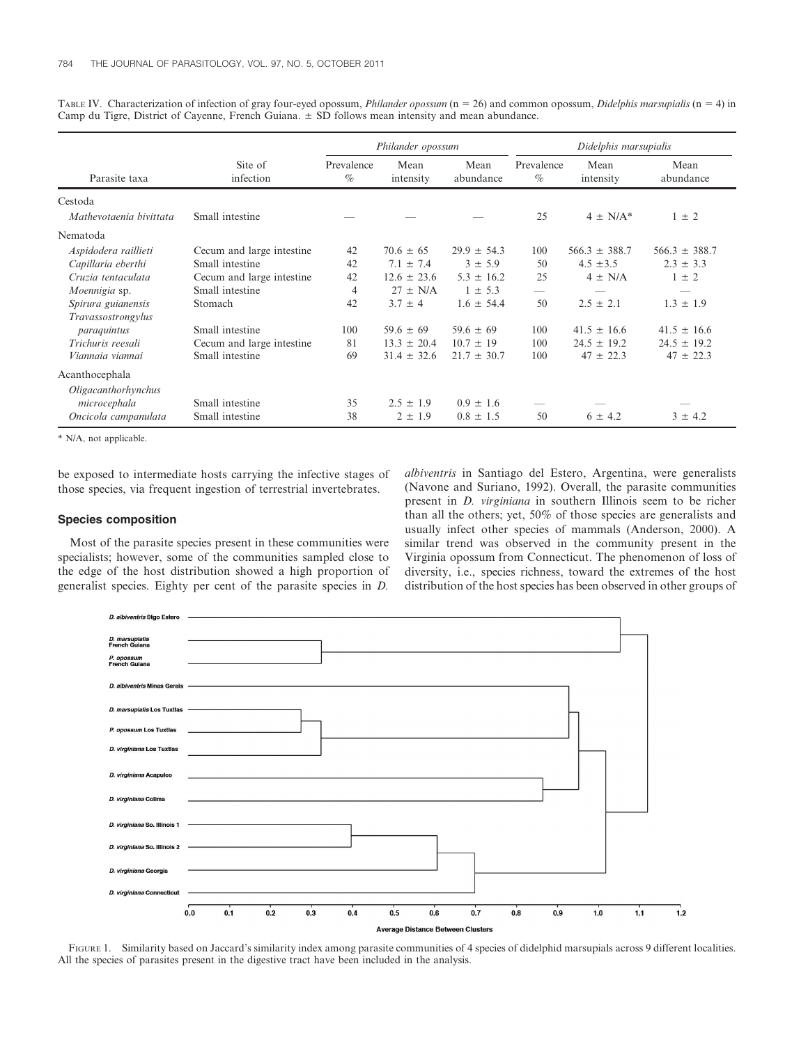TABLE IV. Characterization of infection of gray four-eyed opossum, *Philander opossum* (n = 26) and common opossum, *Didelphis marsupialis* (n = 4) in Camp du Tigre, District of Cayenne, French Guiana. ± SD follows mean intensity and mean abundance.

| | | *Philander opossum* | | | *Didelphis marsupialis* | | |
|---|---|---|---|---|---|---|---|
| Parasite taxa | Site of infection | Prevalence % | Mean intensity | Mean abundance | Prevalence % | Mean intensity | Mean abundance |
| Cestoda | | | | | | | |
| *Mathevotaenia bivittata* | Small intestine | — | — | — | 25 | 4 ± N/A* | 1 ± 2 |
| Nematoda | | | | | | | |
| *Aspidodera raillieti* | Cecum and large intestine | 42 | 70.6 ± 65 | 29.9 ± 54.3 | 100 | 566.3 ± 388.7 | 566.3 ± 388.7 |
| *Capillaria eberthi* | Small intestine | 42 | 7.1 ± 7.4 | 3 ± 5.9 | 50 | 4.5 ±3.5 | 2.3 ± 3.3 |
| *Cruzia tentaculata* | Cecum and large intestine | 42 | 12.6 ± 23.6 | 5.3 ± 16.2 | 25 | 4 ± N/A | 1 ± 2 |
| *Moennigia* sp. | Small intestine | 4 | 27 ± N/A | 1 ± 5.3 | — | — | — |
| *Spirura guianensis* | Stomach | 42 | 3.7 ± 4 | 1.6 ± 54.4 | 50 | 2.5 ± 2.1 | 1.3 ± 1.9 |
| *Travassostrongylus paraquintus* | Small intestine | 100 | 59.6 ± 69 | 59.6 ± 69 | 100 | 41.5 ± 16.6 | 41.5 ± 16.6 |
| *Trichuris reesali* | Cecum and large intestine | 81 | 13.3 ± 20.4 | 10.7 ± 19 | 100 | 24.5 ± 19.2 | 24.5 ± 19.2 |
| *Viannaia viannai* | Small intestine | 69 | 31.4 ± 32.6 | 21.7 ± 30.7 | 100 | 47 ± 22.3 | 47 ± 22.3 |
| Acanthocephala | | | | | | | |
| *Oligacanthorhynchus microcephala* | Small intestine | 35 | 2.5 ± 1.9 | 0.9 ± 1.6 | — | — | — |
| *Oncicola campanulata* | Small intestine | 38 | 2 ± 1.9 | 0.8 ± 1.5 | 50 | 6 ± 4.2 | 3 ± 4.2 |

\* N/A, not applicable.

be exposed to intermediate hosts carrying the infective stages of those species, via frequent ingestion of terrestrial invertebrates.

### Species composition

Most of the parasite species present in these communities were specialists; however, some of the communities sampled close to the edge of the host distribution showed a high proportion of generalist species. Eighty per cent of the parasite species in *D. albiventris* in Santiago del Estero, Argentina, were generalists (Navone and Suriano, 1992). Overall, the parasite communities present in *D. virginiana* in southern Illinois seem to be richer than all the others; yet, 50% of those species are generalists and usually infect other species of mammals (Anderson, 2000). A similar trend was observed in the community present in the Virginia opossum from Connecticut. The phenomenon of loss of diversity, i.e., species richness, toward the extremes of the host distribution of the host species has been observed in other groups of

FIGURE 1. Similarity based on Jaccard's similarity index among parasite communities of 4 species of didelphid marsupials across 9 different localities. All the species of parasites present in the digestive tract have been included in the analysis.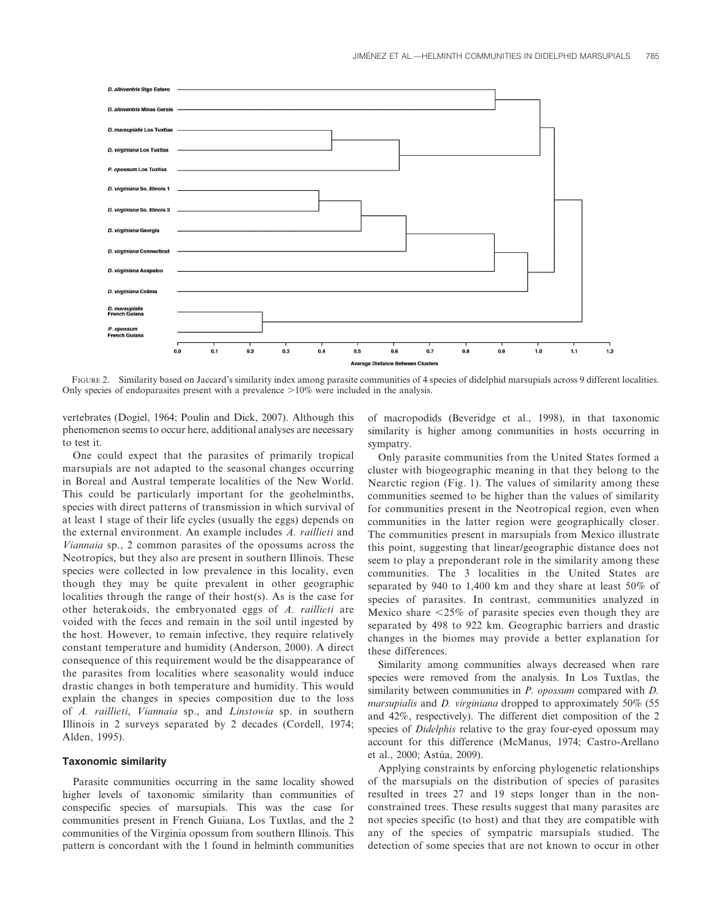FIGURE 2. Similarity based on Jaccard's similarity index among parasite communities of 4 species of didelphid marsupials across 9 different localities. Only species of endoparasites present with a prevalence >10% were included in the analysis.

vertebrates (Dogiel, 1964; Poulin and Dick, 2007). Although this phenomenon seems to occur here, additional analyses are necessary to test it.

One could expect that the parasites of primarily tropical marsupials are not adapted to the seasonal changes occurring in Boreal and Austral temperate localities of the New World. This could be particularly important for the geohelminths, species with direct patterns of transmission in which survival of at least 1 stage of their life cycles (usually the eggs) depends on the external environment. An example includes *A. raillieti* and *Viannaia* sp., 2 common parasites of the opossums across the Neotropics, but they also are present in southern Illinois. These species were collected in low prevalence in this locality, even though they may be quite prevalent in other geographic localities through the range of their host(s). As is the case for other heterakoids, the embryonated eggs of *A. raillieti* are voided with the feces and remain in the soil until ingested by the host. However, to remain infective, they require relatively constant temperature and humidity (Anderson, 2000). A direct consequence of this requirement would be the disappearance of the parasites from localities where seasonality would induce drastic changes in both temperature and humidity. This would explain the changes in species composition due to the loss of *A. raillieti*, *Viannaia* sp., and *Linstowia* sp. in southern Illinois in 2 surveys separated by 2 decades (Cordell, 1974; Alden, 1995).

### Taxonomic similarity

Parasite communities occurring in the same locality showed higher levels of taxonomic similarity than communities of conspecific species of marsupials. This was the case for communities present in French Guiana, Los Tuxtlas, and the 2 communities of the Virginia opossum from southern Illinois. This pattern is concordant with the 1 found in helminth communities of macropodids (Beveridge et al., 1998), in that taxonomic similarity is higher among communities in hosts occurring in sympatry.

Only parasite communities from the United States formed a cluster with biogeographic meaning in that they belong to the Nearctic region (Fig. 1). The values of similarity among these communities seemed to be higher than the values of similarity for communities present in the Neotropical region, even when communities in the latter region were geographically closer. The communities present in marsupials from Mexico illustrate this point, suggesting that linear/geographic distance does not seem to play a preponderant role in the similarity among these communities. The 3 localities in the United States are separated by 940 to 1,400 km and they share at least 50% of species of parasites. In contrast, communities analyzed in Mexico share <25% of parasite species even though they are separated by 498 to 922 km. Geographic barriers and drastic changes in the biomes may provide a better explanation for these differences.

Similarity among communities always decreased when rare species were removed from the analysis. In Los Tuxtlas, the similarity between communities in *P. opossum* compared with *D. marsupialis* and *D. virginiana* dropped to approximately 50% (55 and 42%, respectively). The different diet composition of the 2 species of *Didelphis* relative to the gray four-eyed opossum may account for this difference (McManus, 1974; Castro-Arellano et al., 2000; Astúa, 2009).

Applying constraints by enforcing phylogenetic relationships of the marsupials on the distribution of species of parasites resulted in trees 27 and 19 steps longer than in the non-constrained trees. These results suggest that many parasites are not species specific (to host) and that they are compatible with any of the species of sympatric marsupials studied. The detection of some species that are not known to occur in other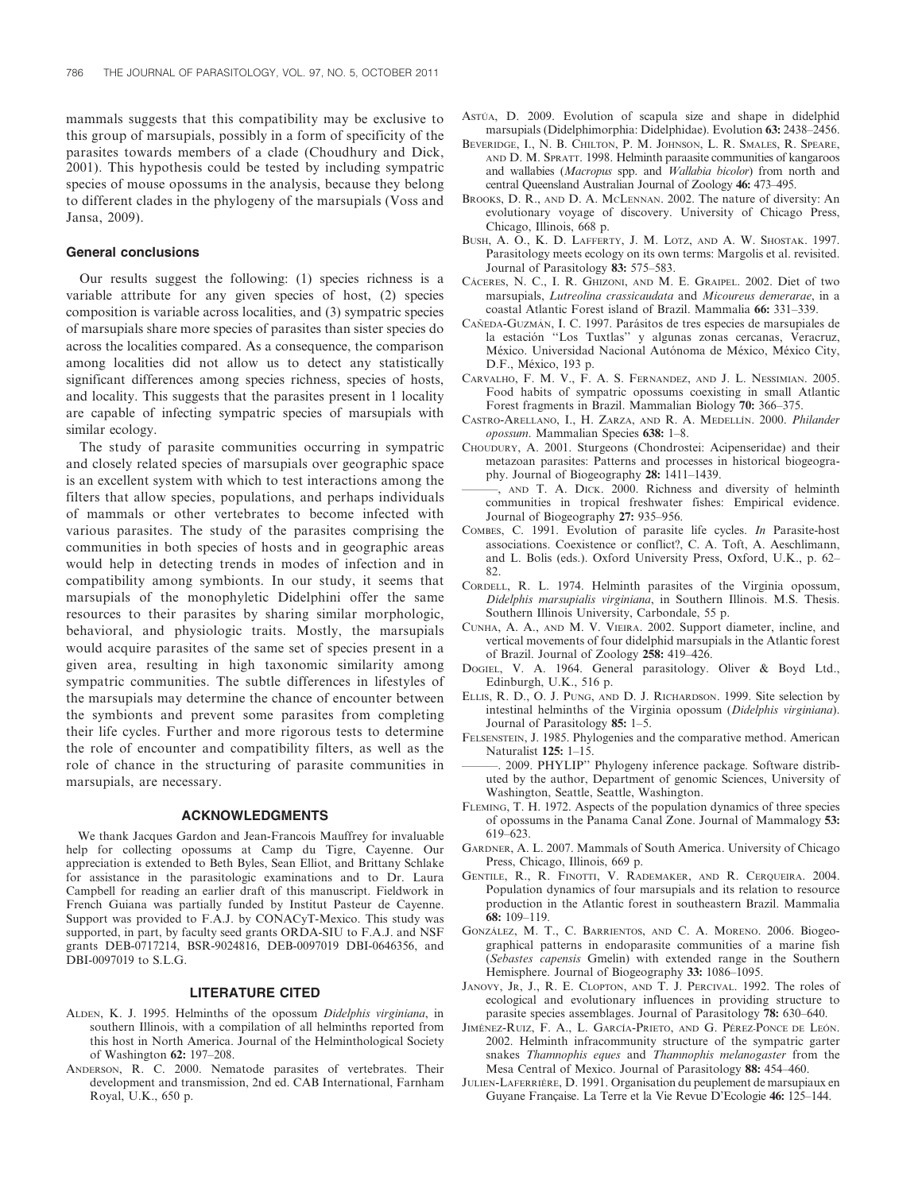mammals suggests that this compatibility may be exclusive to this group of marsupials, possibly in a form of specificity of the parasites towards members of a clade (Choudhury and Dick, 2001). This hypothesis could be tested by including sympatric species of mouse opossums in the analysis, because they belong to different clades in the phylogeny of the marsupials (Voss and Jansa, 2009).

### General conclusions

Our results suggest the following: (1) species richness is a variable attribute for any given species of host, (2) species composition is variable across localities, and (3) sympatric species of marsupials share more species of parasites than sister species do across the localities compared. As a consequence, the comparison among localities did not allow us to detect any statistically significant differences among species richness, species of hosts, and locality. This suggests that the parasites present in 1 locality are capable of infecting sympatric species of marsupials with similar ecology.

The study of parasite communities occurring in sympatric and closely related species of marsupials over geographic space is an excellent system with which to test interactions among the filters that allow species, populations, and perhaps individuals of mammals or other vertebrates to become infected with various parasites. The study of the parasites comprising the communities in both species of hosts and in geographic areas would help in detecting trends in modes of infection and in compatibility among symbionts. In our study, it seems that marsupials of the monophyletic Didelphini offer the same resources to their parasites by sharing similar morphologic, behavioral, and physiologic traits. Mostly, the marsupials would acquire parasites of the same set of species present in a given area, resulting in high taxonomic similarity among sympatric communities. The subtle differences in lifestyles of the marsupials may determine the chance of encounter between the symbionts and prevent some parasites from completing their life cycles. Further and more rigorous tests to determine the role of encounter and compatibility filters, as well as the role of chance in the structuring of parasite communities in marsupials, are necessary.

## ACKNOWLEDGMENTS

We thank Jacques Gardon and Jean-Francois Mauffrey for invaluable help for collecting opossums at Camp du Tigre, Cayenne. Our appreciation is extended to Beth Byles, Sean Elliot, and Brittany Schlake for assistance in the parasitologic examinations and to Dr. Laura Campbell for reading an earlier draft of this manuscript. Fieldwork in French Guiana was partially funded by Institut Pasteur de Cayenne. Support was provided to F.A.J. by CONACyT-Mexico. This study was supported, in part, by faculty seed grants ORDA-SIU to F.A.J. and NSF grants DEB-0717214, BSR-9024816, DEB-0097019 DBI-0646356, and DBI-0097019 to S.L.G.

## LITERATURE CITED

ALDEN, K. J. 1995. Helminths of the opossum *Didelphis virginiana*, in southern Illinois, with a compilation of all helminths reported from this host in North America. Journal of the Helminthological Society of Washington **62:** 197–208.

ANDERSON, R. C. 2000. Nematode parasites of vertebrates. Their development and transmission, 2nd ed. CAB International, Farnham Royal, U.K., 650 p.

ASTÚA, D. 2009. Evolution of scapula size and shape in didelphid marsupials (Didelphimorphia: Didelphidae). Evolution **63:** 2438–2456.

BEVERIDGE, I., N. B. CHILTON, P. M. JOHNSON, L. R. SMALES, R. SPEARE, AND D. M. SPRATT. 1998. Helminth paraasite communities of kangaroos and wallabies (*Macropus* spp. and *Wallabia bicolor*) from north and central Queensland Australian Journal of Zoology **46:** 473–495.

BROOKS, D. R., AND D. A. MCLENNAN. 2002. The nature of diversity: An evolutionary voyage of discovery. University of Chicago Press, Chicago, Illinois, 668 p.

BUSH, A. O., K. D. LAFFERTY, J. M. LOTZ, AND A. W. SHOSTAK. 1997. Parasitology meets ecology on its own terms: Margolis et al. revisited. Journal of Parasitology **83:** 575–583.

CÁCERES, N. C., I. R. GHIZONI, AND M. E. GRAIPEL. 2002. Diet of two marsupials, *Lutreolina crassicaudata* and *Micoureus demerarae*, in a coastal Atlantic Forest island of Brazil. Mammalia **66:** 331–339.

CAÑEDA-GUZMÁN, I. C. 1997. Parásitos de tres especies de marsupiales de la estación "Los Tuxtlas" y algunas zonas cercanas, Veracruz, México. Universidad Nacional Autónoma de México, México City, D.F., México, 193 p.

CARVALHO, F. M. V., F. A. S. FERNANDEZ, AND J. L. NESSIMIAN. 2005. Food habits of sympatric opossums coexisting in small Atlantic Forest fragments in Brazil. Mammalian Biology **70:** 366–375.

CASTRO-ARELLANO, I., H. ZARZA, AND R. A. MEDELLÍN. 2000. *Philander opossum*. Mammalian Species **638:** 1–8.

CHOUDURY, A. 2001. Sturgeons (Chondrostei: Acipenseridae) and their metazoan parasites: Patterns and processes in historical biogeography. Journal of Biogeography **28:** 1411–1439.

———, AND T. A. DICK. 2000. Richness and diversity of helminth communities in tropical freshwater fishes: Empirical evidence. Journal of Biogeography **27:** 935–956.

COMBES, C. 1991. Evolution of parasite life cycles. *In* Parasite-host associations. Coexistence or conflict?, C. A. Toft, A. Aeschlimann, and L. Bolis (eds.). Oxford University Press, Oxford, U.K., p. 62–82.

CORDELL, R. L. 1974. Helminth parasites of the Virginia opossum, *Didelphis marsupialis virginiana*, in Southern Illinois. M.S. Thesis. Southern Illinois University, Carbondale, 55 p.

CUNHA, A. A., AND M. V. VIEIRA. 2002. Support diameter, incline, and vertical movements of four didelphid marsupials in the Atlantic forest of Brazil. Journal of Zoology **258:** 419–426.

DOGIEL, V. A. 1964. General parasitology. Oliver & Boyd Ltd., Edinburgh, U.K., 516 p.

ELLIS, R. D., O. J. PUNG, AND D. J. RICHARDSON. 1999. Site selection by intestinal helminths of the Virginia opossum (*Didelphis virginiana*). Journal of Parasitology **85:** 1–5.

FELSENSTEIN, J. 1985. Phylogenies and the comparative method. American Naturalist **125:** 1–15.

———. 2009. PHYLIP" Phylogeny inference package. Software distributed by the author, Department of genomic Sciences, University of Washington, Seattle, Seattle, Washington.

FLEMING, T. H. 1972. Aspects of the population dynamics of three species of opossums in the Panama Canal Zone. Journal of Mammalogy **53:** 619–623.

GARDNER, A. L. 2007. Mammals of South America. University of Chicago Press, Chicago, Illinois, 669 p.

GENTILE, R., R. FINOTTI, V. RADEMAKER, AND R. CERQUEIRA. 2004. Population dynamics of four marsupials and its relation to resource production in the Atlantic forest in southeastern Brazil. Mammalia **68:** 109–119.

GONZÁLEZ, M. T., C. BARRIENTOS, AND C. A. MORENO. 2006. Biogeographical patterns in endoparasite communities of a marine fish (*Sebastes capensis* Gmelin) with extended range in the Southern Hemisphere. Journal of Biogeography **33:** 1086–1095.

JANOVY, JR, J., R. E. CLOPTON, AND T. J. PERCIVAL. 1992. The roles of ecological and evolutionary influences in providing structure to parasite species assemblages. Journal of Parasitology **78:** 630–640.

JIMÉNEZ-RUIZ, F. A., L. GARCÍA-PRIETO, AND G. PÉREZ-PONCE DE LEÓN. 2002. Helminth infracommunity structure of the sympatric garter snakes *Thamnophis eques* and *Thamnophis melanogaster* from the Mesa Central of Mexico. Journal of Parasitology **88:** 454–460.

JULIEN-LAFERRIÈRE, D. 1991. Organisation du peuplement de marsupiaux en Guyane Française. La Terre et la Vie Revue D'Ecologie **46:** 125–144.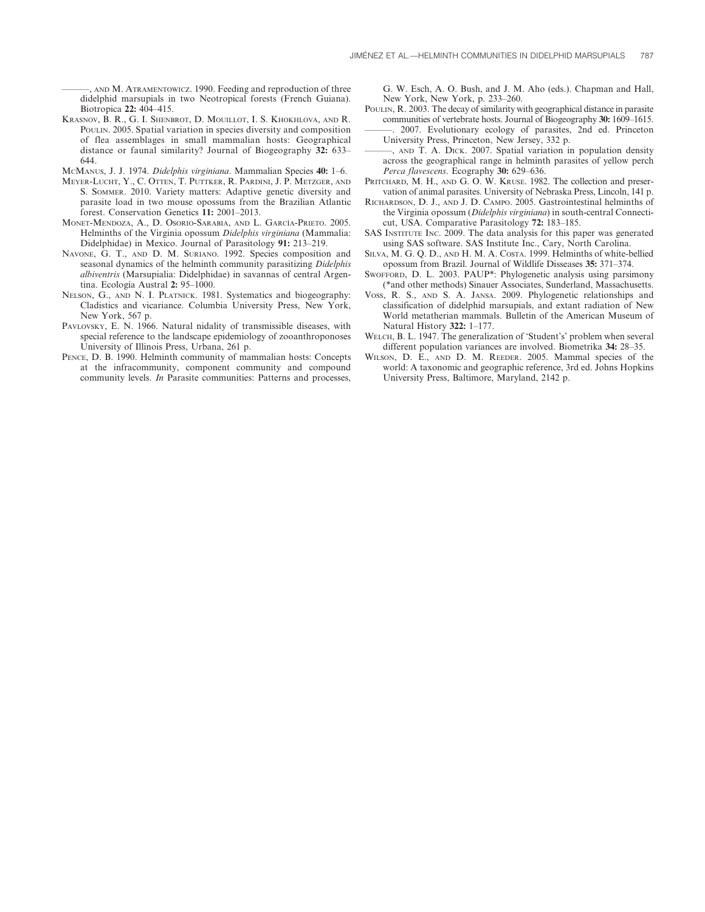———, and M. Atramentowicz. 1990. Feeding and reproduction of three didelphid marsupials in two Neotropical forests (French Guiana). Biotropica **22:** 404–415.

Krasnov, B. R., G. I. Shenbrot, D. Mouillot, I. S. Khokhlova, and R. Poulin. 2005. Spatial variation in species diversity and composition of flea assemblages in small mammalian hosts: Geographical distance or faunal similarity? Journal of Biogeography **32:** 633–644.

McManus, J. J. 1974. *Didelphis virginiana*. Mammalian Species **40:** 1–6.

Meyer-Lucht, Y., C. Otten, T. Puttker, R. Pardini, J. P. Metzger, and S. Sommer. 2010. Variety matters: Adaptive genetic diversity and parasite load in two mouse opossums from the Brazilian Atlantic forest. Conservation Genetics **11:** 2001–2013.

Monet-Mendoza, A., D. Osorio-Sarabia, and L. García-Prieto. 2005. Helminths of the Virginia opossum *Didelphis virginiana* (Mammalia: Didelphidae) in Mexico. Journal of Parasitology **91:** 213–219.

Navone, G. T., and D. M. Suriano. 1992. Species composition and seasonal dynamics of the helminth community parasitizing *Didelphis albiventris* (Marsupialia: Didelphidae) in savannas of central Argentina. Ecología Austral **2:** 95–1000.

Nelson, G., and N. I. Platnick. 1981. Systematics and biogeography: Cladistics and vicariance. Columbia University Press, New York, New York, 567 p.

Pavlovsky, E. N. 1966. Natural nidality of transmissible diseases, with special reference to the landscape epidemiology of zooanthroponoses University of Illinois Press, Urbana, 261 p.

Pence, D. B. 1990. Helminth community of mammalian hosts: Concepts at the infracommunity, component community and compound community levels. *In* Parasite communities: Patterns and processes, G. W. Esch, A. O. Bush, and J. M. Aho (eds.). Chapman and Hall, New York, New York, p. 233–260.

Poulin, R. 2003. The decay of similarity with geographical distance in parasite communities of vertebrate hosts. Journal of Biogeography **30:** 1609–1615.

———. 2007. Evolutionary ecology of parasites, 2nd ed. Princeton University Press, Princeton, New Jersey, 332 p.

———, and T. A. Dick. 2007. Spatial variation in population density across the geographical range in helminth parasites of yellow perch *Perca flavescens*. Ecography **30:** 629–636.

Pritchard, M. H., and G. O. W. Kruse. 1982. The collection and preservation of animal parasites. University of Nebraska Press, Lincoln, 141 p.

Richardson, D. J., and J. D. Campo. 2005. Gastrointestinal helminths of the Virginia opossum (*Didelphis virginiana*) in south-central Connecticut, USA. Comparative Parasitology **72:** 183–185.

SAS Institute Inc. 2009. The data analysis for this paper was generated using SAS software. SAS Institute Inc., Cary, North Carolina.

Silva, M. G. Q. D., and H. M. A. Costa. 1999. Helminths of white-bellied opossum from Brazil. Journal of Wildlife Disseases **35:** 371–374.

Swofford, D. L. 2003. PAUP*: Phylogenetic analysis using parsimony (*and other methods) Sinauer Associates, Sunderland, Massachusetts.

Voss, R. S., and S. A. Jansa. 2009. Phylogenetic relationships and classification of didelphid marsupials, and extant radiation of New World metatherian mammals. Bulletin of the American Museum of Natural History **322:** 1–177.

Welch, B. L. 1947. The generalization of 'Student's' problem when several different population variances are involved. Biometrika **34:** 28–35.

Wilson, D. E., and D. M. Reeder. 2005. Mammal species of the world: A taxonomic and geographic reference, 3rd ed. Johns Hopkins University Press, Baltimore, Maryland, 2142 p.